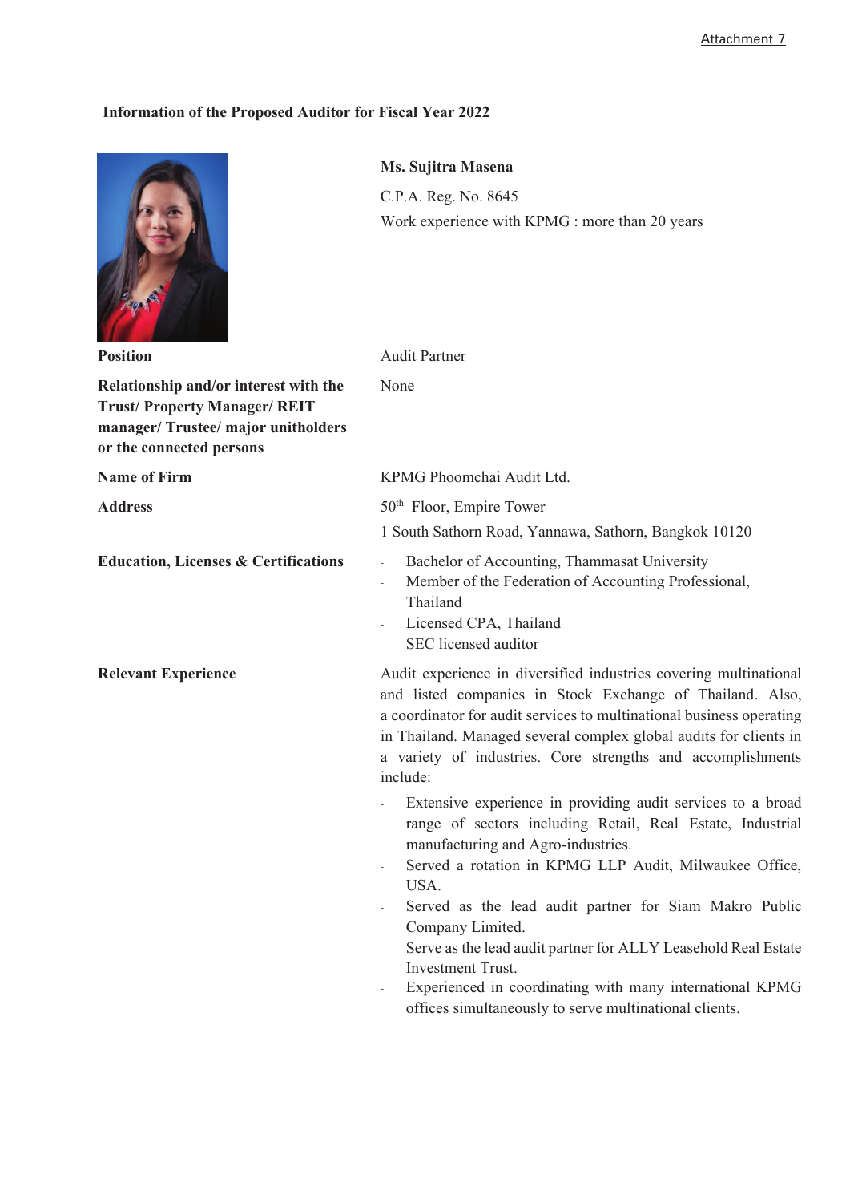Attachment 7

**Information of the Proposed Auditor for Fiscal Year 2022**

**Ms. Sujitra Masena**

C.P.A. Reg. No. 8645

Work experience with KPMG : more than 20 years

| | |
|---|---|
| **Position** | Audit Partner |
| **Relationship and/or interest with the Trust/ Property Manager/ REIT manager/ Trustee/ major unitholders or the connected persons** | None |
| **Name of Firm** | KPMG Phoomchai Audit Ltd. |
| **Address** | 50th Floor, Empire Tower<br>1 South Sathorn Road, Yannawa, Sathorn, Bangkok 10120 |
| **Education, Licenses & Certifications** | - Bachelor of Accounting, Thammasat University<br>- Member of the Federation of Accounting Professional, Thailand<br>- Licensed CPA, Thailand<br>- SEC licensed auditor |
| **Relevant Experience** | Audit experience in diversified industries covering multinational and listed companies in Stock Exchange of Thailand. Also, a coordinator for audit services to multinational business operating in Thailand. Managed several complex global audits for clients in a variety of industries. Core strengths and accomplishments include:<br>- Extensive experience in providing audit services to a broad range of sectors including Retail, Real Estate, Industrial manufacturing and Agro-industries.<br>- Served a rotation in KPMG LLP Audit, Milwaukee Office, USA.<br>- Served as the lead audit partner for Siam Makro Public Company Limited.<br>- Serve as the lead audit partner for ALLY Leasehold Real Estate Investment Trust.<br>- Experienced in coordinating with many international KPMG offices simultaneously to serve multinational clients. |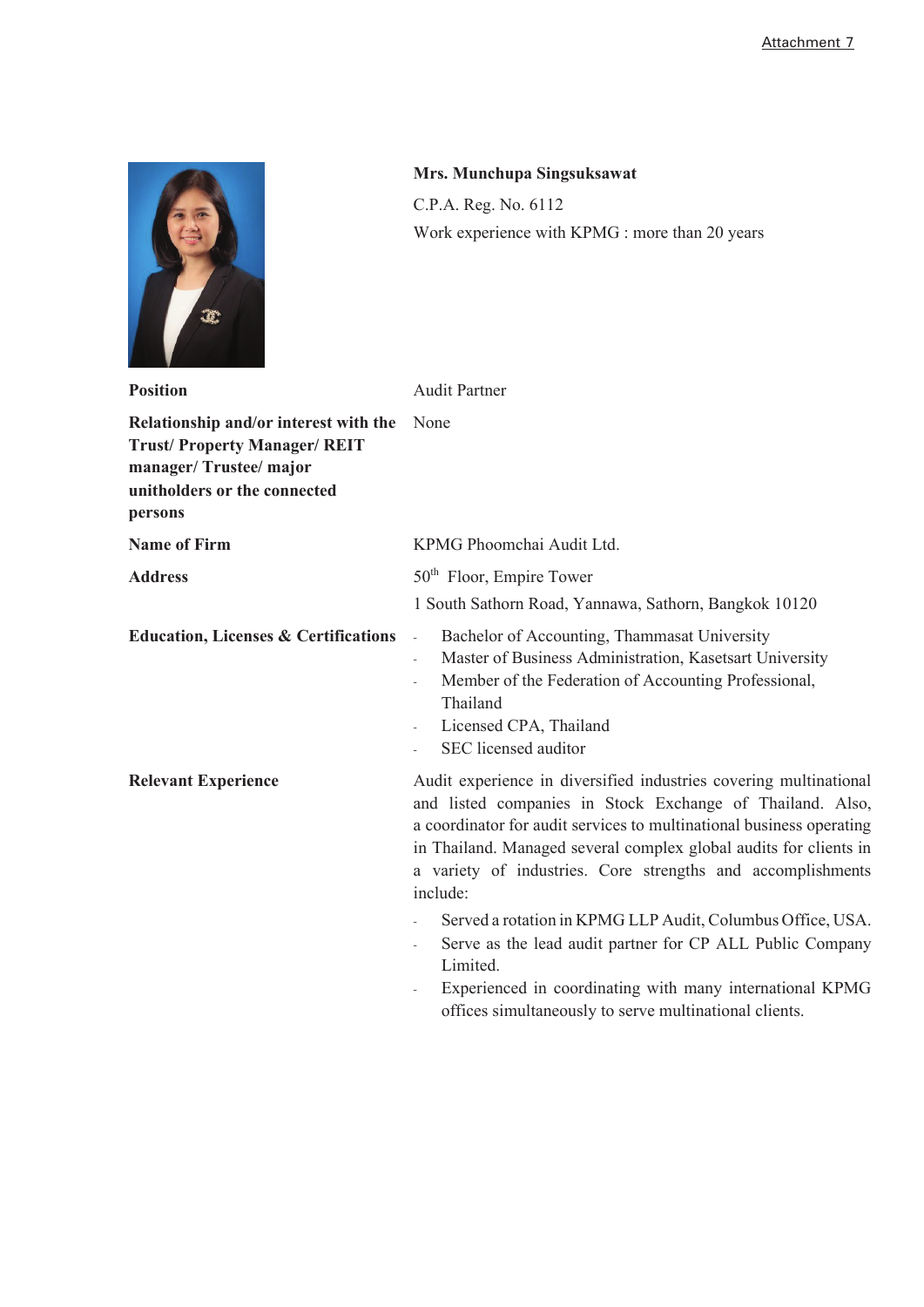Attachment 7

**Mrs. Munchupa Singsuksawat**

C.P.A. Reg. No. 6112

Work experience with KPMG : more than 20 years

| | |
|---|---|
| **Position** | Audit Partner |
| **Relationship and/or interest with the Trust/ Property Manager/ REIT manager/ Trustee/ major unitholders or the connected persons** | None |
| **Name of Firm** | KPMG Phoomchai Audit Ltd. |
| **Address** | 50th Floor, Empire Tower<br>1 South Sathorn Road, Yannawa, Sathorn, Bangkok 10120 |
| **Education, Licenses & Certifications** | - Bachelor of Accounting, Thammasat University<br>- Master of Business Administration, Kasetsart University<br>- Member of the Federation of Accounting Professional, Thailand<br>- Licensed CPA, Thailand<br>- SEC licensed auditor |
| **Relevant Experience** | Audit experience in diversified industries covering multinational and listed companies in Stock Exchange of Thailand. Also, a coordinator for audit services to multinational business operating in Thailand. Managed several complex global audits for clients in a variety of industries. Core strengths and accomplishments include:<br>- Served a rotation in KPMG LLP Audit, Columbus Office, USA.<br>- Serve as the lead audit partner for CP ALL Public Company Limited.<br>- Experienced in coordinating with many international KPMG offices simultaneously to serve multinational clients. |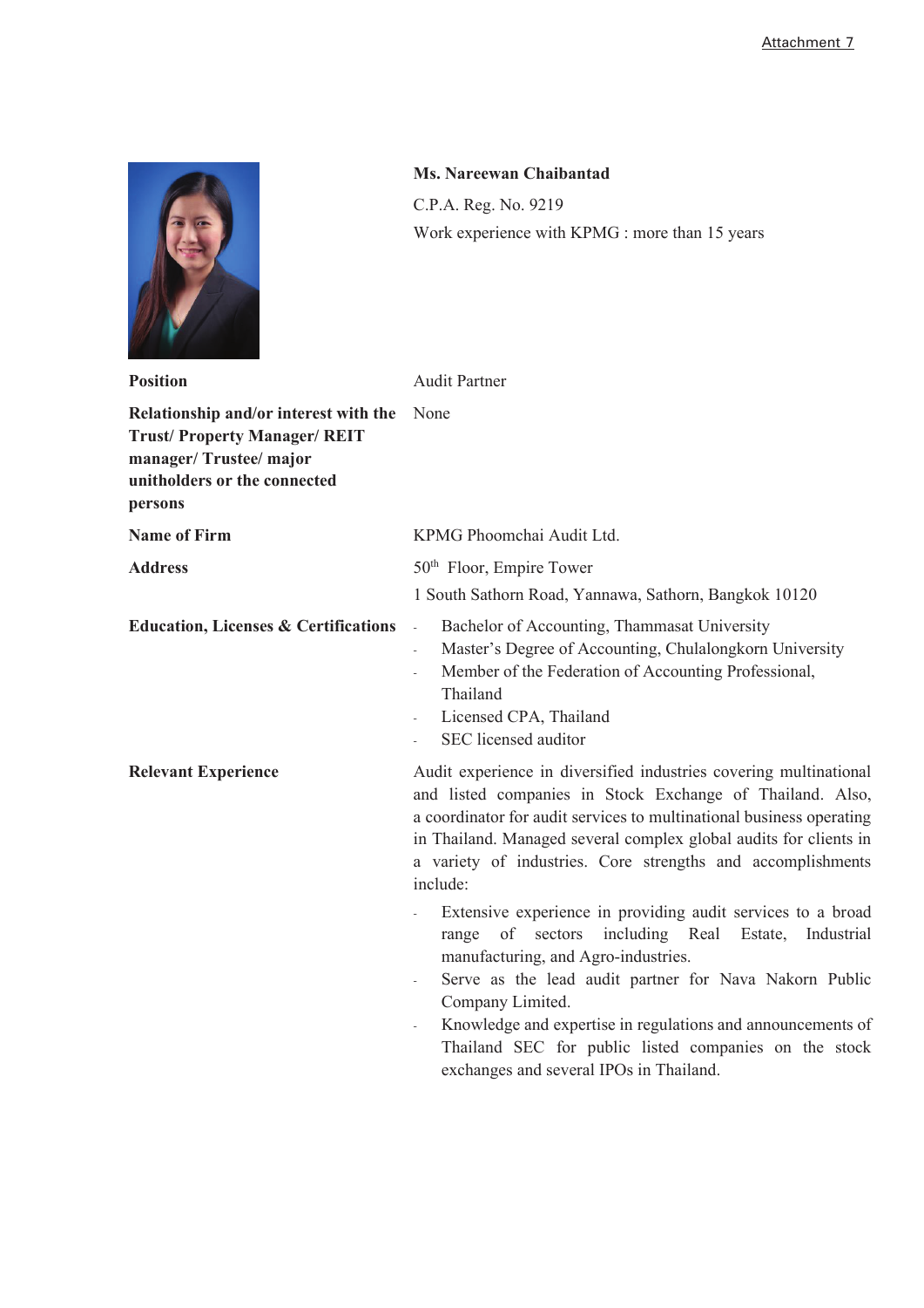Attachment 7

**Ms. Nareewan Chaibantad**

C.P.A. Reg. No. 9219

Work experience with KPMG : more than 15 years

| | |
|---|---|
| **Position** | Audit Partner |
| **Relationship and/or interest with the Trust/ Property Manager/ REIT manager/ Trustee/ major unitholders or the connected persons** | None |
| **Name of Firm** | KPMG Phoomchai Audit Ltd. |
| **Address** | 50th Floor, Empire Tower<br>1 South Sathorn Road, Yannawa, Sathorn, Bangkok 10120 |
| **Education, Licenses & Certifications** | - Bachelor of Accounting, Thammasat University<br>- Master's Degree of Accounting, Chulalongkorn University<br>- Member of the Federation of Accounting Professional, Thailand<br>- Licensed CPA, Thailand<br>- SEC licensed auditor |
| **Relevant Experience** | Audit experience in diversified industries covering multinational and listed companies in Stock Exchange of Thailand. Also, a coordinator for audit services to multinational business operating in Thailand. Managed several complex global audits for clients in a variety of industries. Core strengths and accomplishments include:<br>- Extensive experience in providing audit services to a broad range of sectors including Real Estate, Industrial manufacturing, and Agro-industries.<br>- Serve as the lead audit partner for Nava Nakorn Public Company Limited.<br>- Knowledge and expertise in regulations and announcements of Thailand SEC for public listed companies on the stock exchanges and several IPOs in Thailand. |